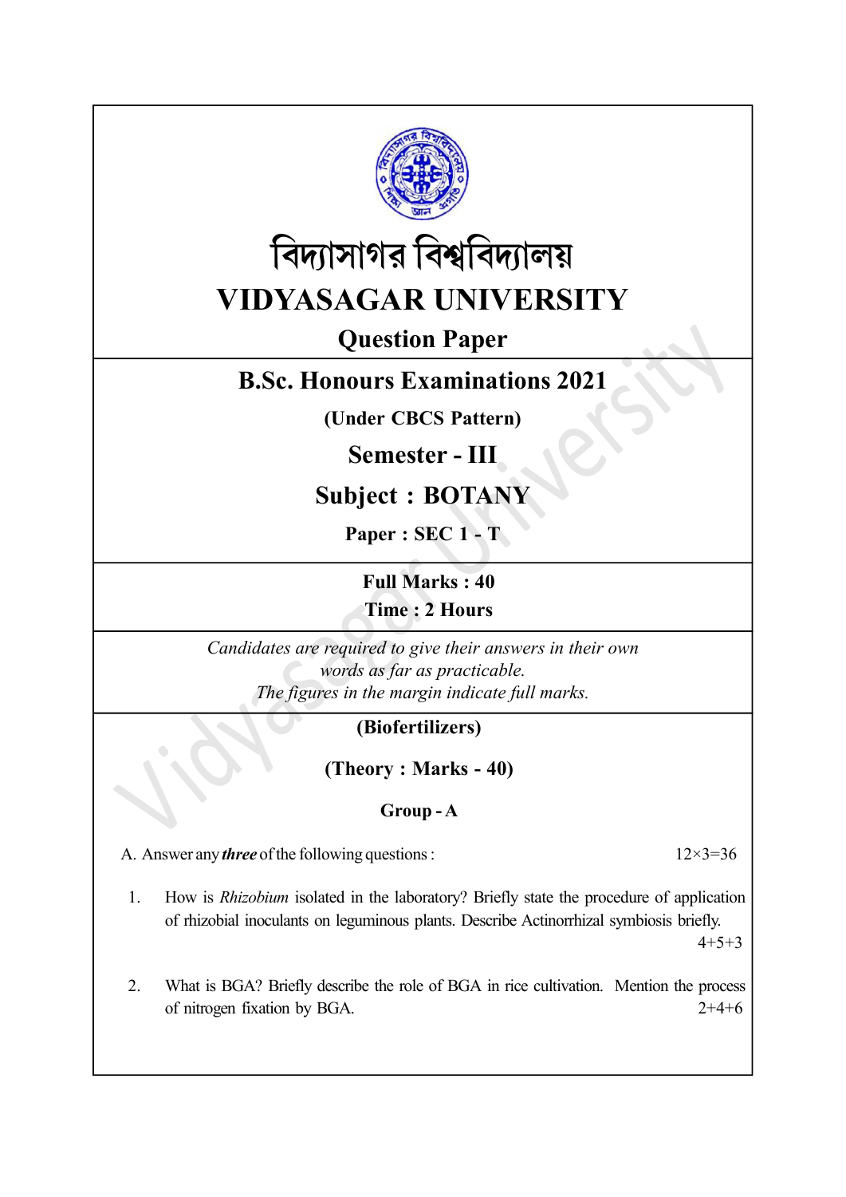# বিদ্যাসাগর বিশ্ববিদ্যালয়

# VIDYASAGAR UNIVERSITY

## Question Paper

## B.Sc. Honours Examinations 2021

**(Under CBCS Pattern)**

## Semester - III

## Subject : BOTANY

**Paper : SEC 1 - T**

**Full Marks : 40**

**Time : 2 Hours**

*Candidates are required to give their answers in their own words as far as practicable.*

*The figures in the margin indicate full marks.*

**(Biofertilizers)**

**(Theory : Marks - 40)**

**Group - A**

A. Answer any ***three*** of the following questions : 12×3=36

1. How is *Rhizobium* isolated in the laboratory? Briefly state the procedure of application of rhizobial inoculants on leguminous plants. Describe Actinorrhizal symbiosis briefly. 4+5+3

2. What is BGA? Briefly describe the role of BGA in rice cultivation. Mention the process of nitrogen fixation by BGA. 2+4+6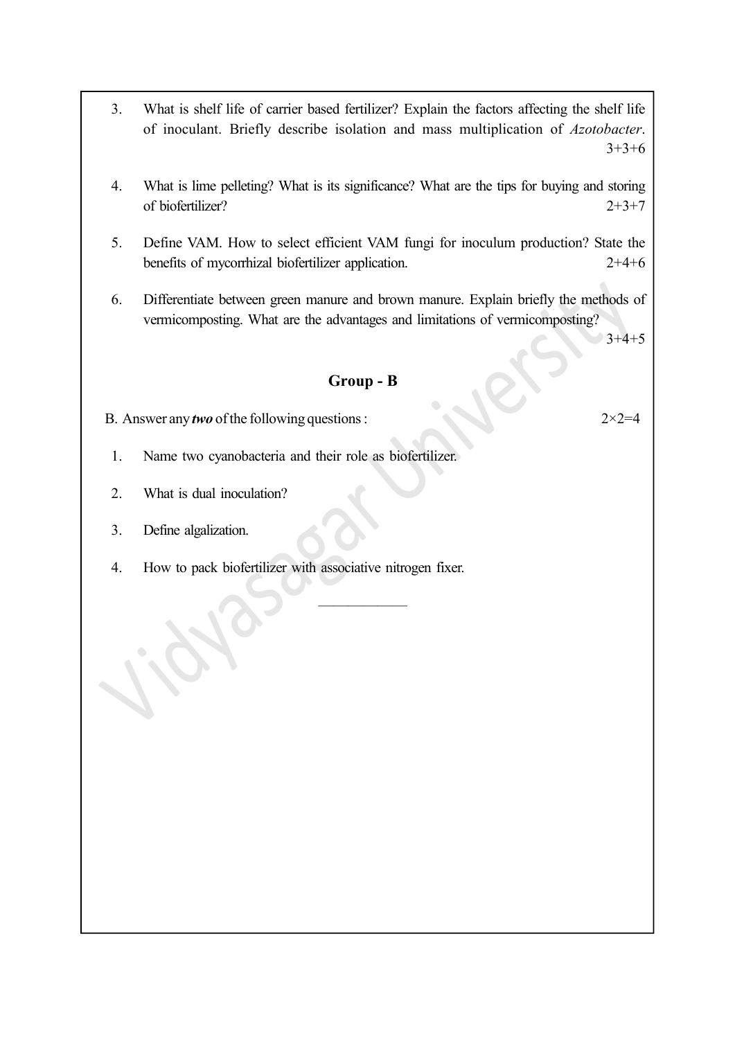3. What is shelf life of carrier based fertilizer? Explain the factors affecting the shelf life of inoculant. Briefly describe isolation and mass multiplication of *Azotobacter*. 3+3+6

4. What is lime pelleting? What is its significance? What are the tips for buying and storing of biofertilizer? 2+3+7

5. Define VAM. How to select efficient VAM fungi for inoculum production? State the benefits of mycorrhizal biofertilizer application. 2+4+6

6. Differentiate between green manure and brown manure. Explain briefly the methods of vermicomposting. What are the advantages and limitations of vermicomposting? 3+4+5

## Group - B

B. Answer any ***two*** of the following questions : $2 \times 2 = 4$

1. Name two cyanobacteria and their role as biofertilizer.

2. What is dual inoculation?

3. Define algalization.

4. How to pack biofertilizer with associative nitrogen fixer.

————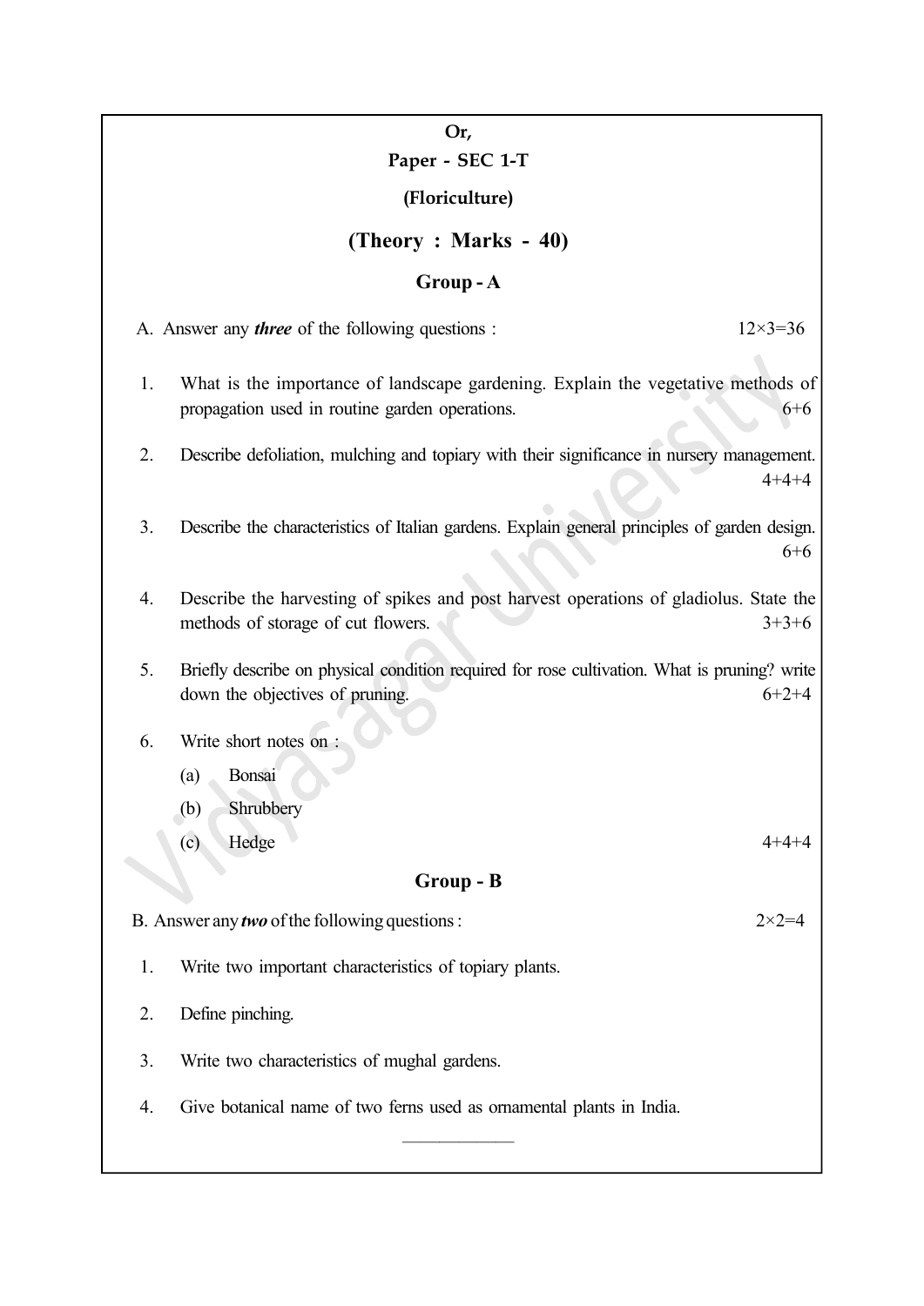Or,

**Paper - SEC 1-T**

**(Floriculture)**

## (Theory : Marks - 40)

### Group - A

A. Answer any ***three*** of the following questions : 12×3=36

1. What is the importance of landscape gardening. Explain the vegetative methods of propagation used in routine garden operations. 6+6

2. Describe defoliation, mulching and topiary with their significance in nursery management. 4+4+4

3. Describe the characteristics of Italian gardens. Explain general principles of garden design. 6+6

4. Describe the harvesting of spikes and post harvest operations of gladiolus. State the methods of storage of cut flowers. 3+3+6

5. Briefly describe on physical condition required for rose cultivation. What is pruning? write down the objectives of pruning. 6+2+4

6. Write short notes on :
   (a) Bonsai
   (b) Shrubbery
   (c) Hedge 4+4+4

### Group - B

B. Answer any ***two*** of the following questions : 2×2=4

1. Write two important characteristics of topiary plants.

2. Define pinching.

3. Write two characteristics of mughal gardens.

4. Give botanical name of two ferns used as ornamental plants in India.